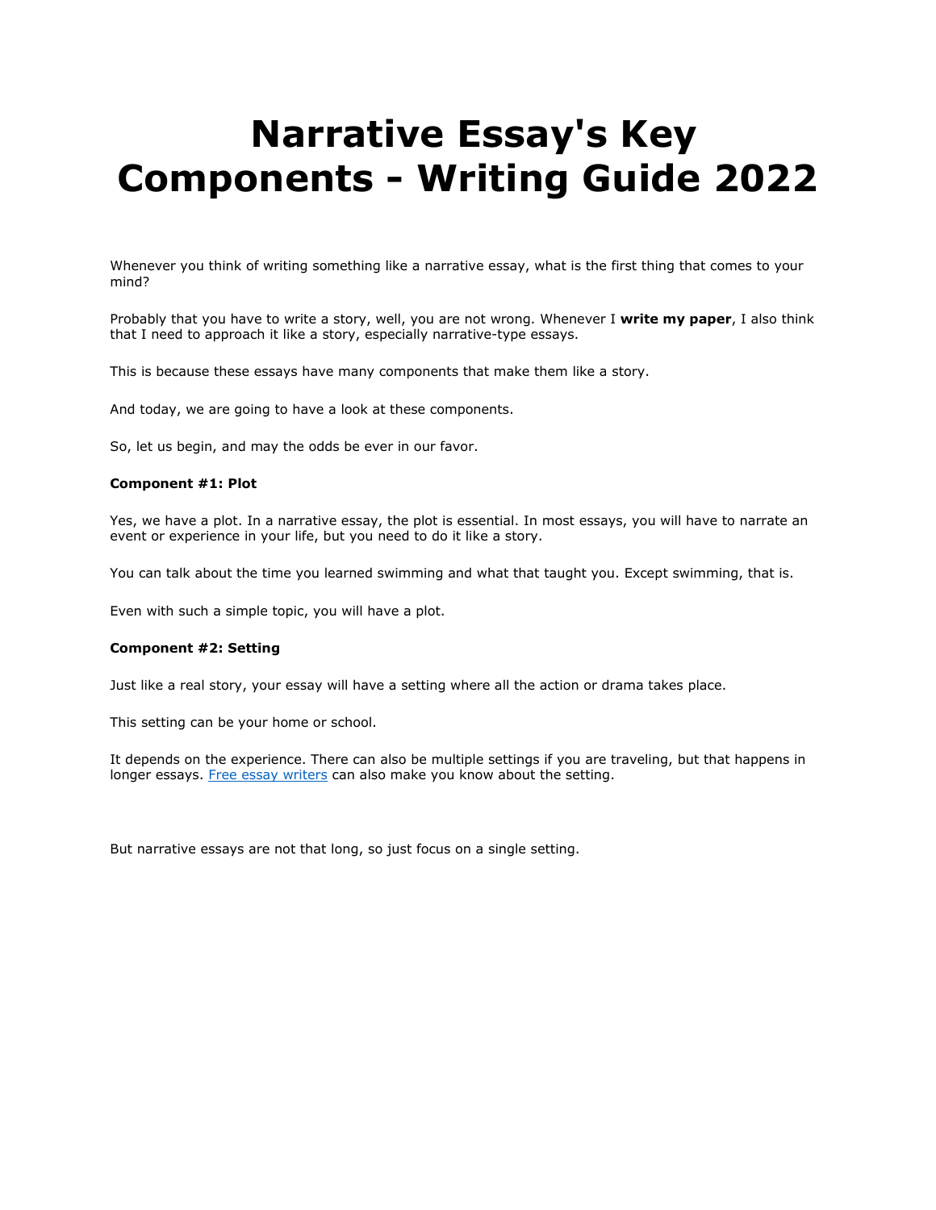# Narrative Essay's Key Components - Writing Guide 2022

Whenever you think of writing something like a narrative essay, what is the first thing that comes to your mind?

Probably that you have to write a story, well, you are not wrong. Whenever I **write my paper**, I also think that I need to approach it like a story, especially narrative-type essays.

This is because these essays have many components that make them like a story.

And today, we are going to have a look at these components.

So, let us begin, and may the odds be ever in our favor.

**Component #1: Plot**

Yes, we have a plot. In a narrative essay, the plot is essential. In most essays, you will have to narrate an event or experience in your life, but you need to do it like a story.

You can talk about the time you learned swimming and what that taught you. Except swimming, that is.

Even with such a simple topic, you will have a plot.

**Component #2: Setting**

Just like a real story, your essay will have a setting where all the action or drama takes place.

This setting can be your home or school.

It depends on the experience. There can also be multiple settings if you are traveling, but that happens in longer essays. [Free essay writers] can also make you know about the setting.

But narrative essays are not that long, so just focus on a single setting.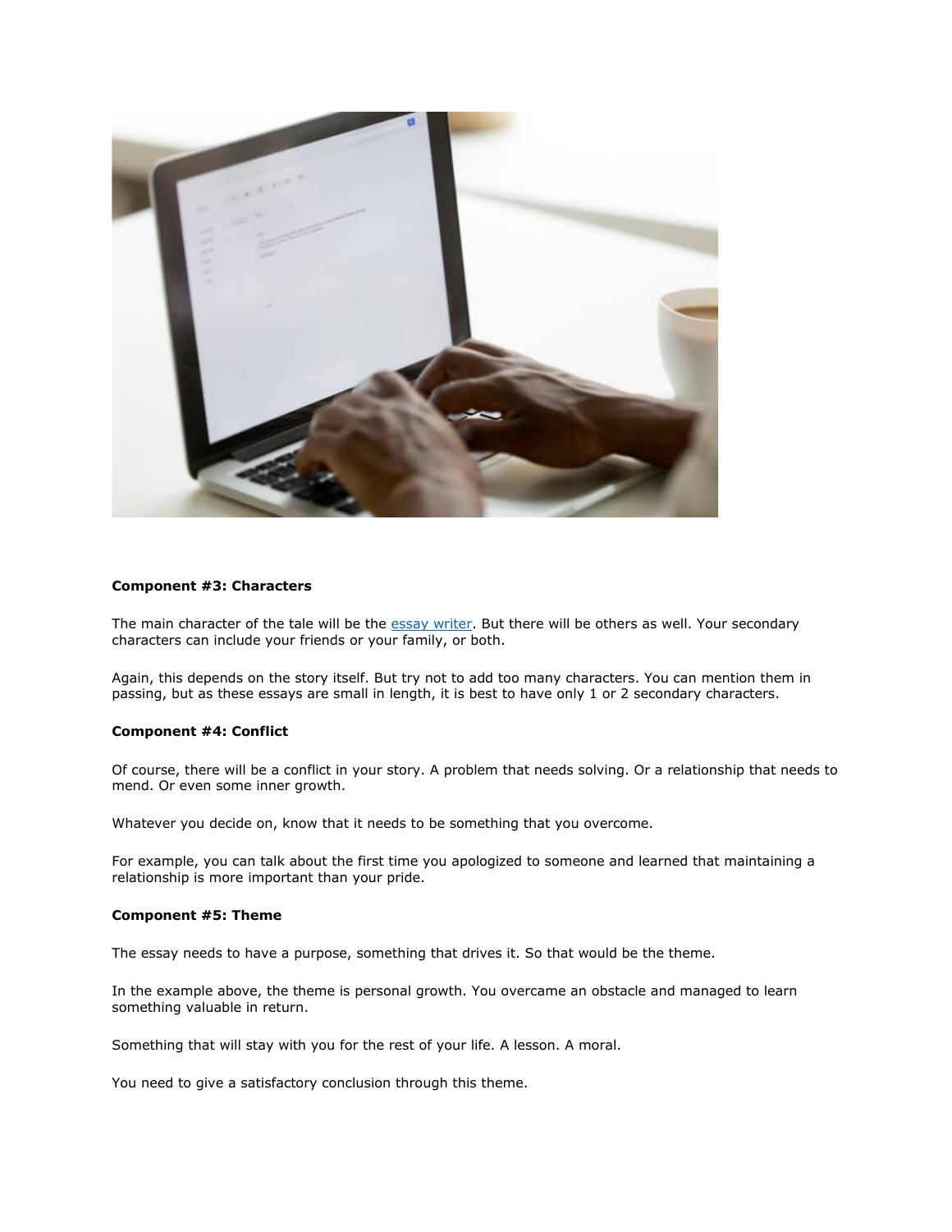**Component #3: Characters**

The main character of the tale will be the essay writer. But there will be others as well. Your secondary characters can include your friends or your family, or both.

Again, this depends on the story itself. But try not to add too many characters. You can mention them in passing, but as these essays are small in length, it is best to have only 1 or 2 secondary characters.

**Component #4: Conflict**

Of course, there will be a conflict in your story. A problem that needs solving. Or a relationship that needs to mend. Or even some inner growth.

Whatever you decide on, know that it needs to be something that you overcome.

For example, you can talk about the first time you apologized to someone and learned that maintaining a relationship is more important than your pride.

**Component #5: Theme**

The essay needs to have a purpose, something that drives it. So that would be the theme.

In the example above, the theme is personal growth. You overcame an obstacle and managed to learn something valuable in return.

Something that will stay with you for the rest of your life. A lesson. A moral.

You need to give a satisfactory conclusion through this theme.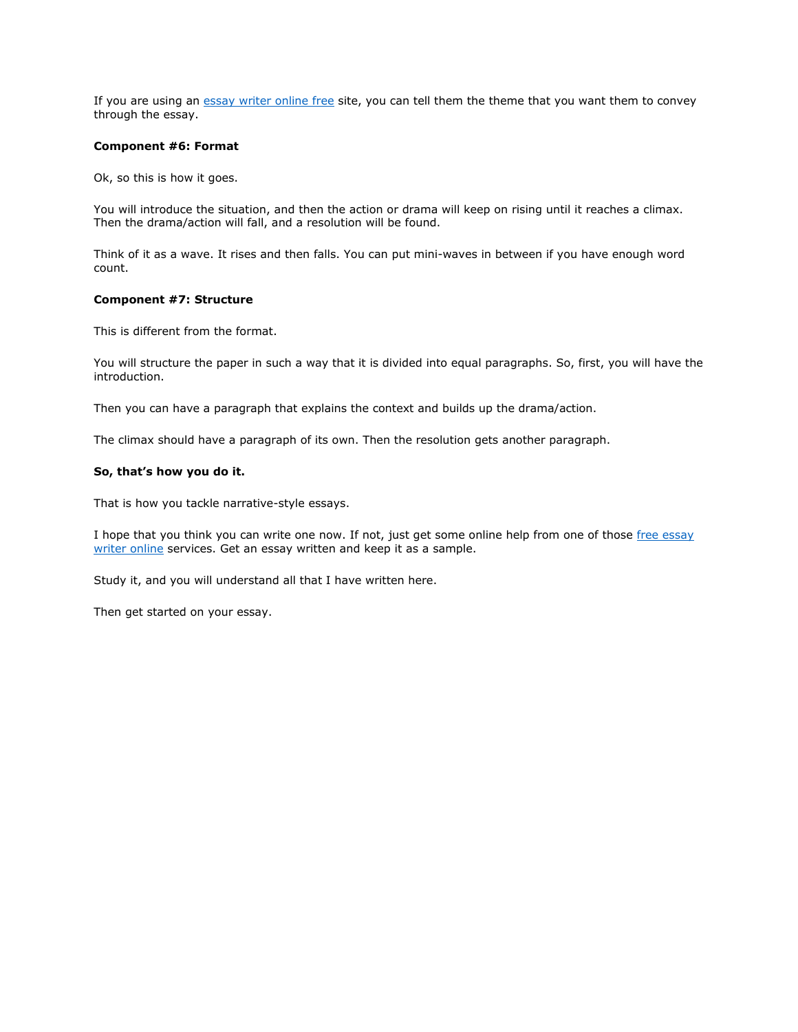If you are using an essay writer online free site, you can tell them the theme that you want them to convey through the essay.

**Component #6: Format**

Ok, so this is how it goes.

You will introduce the situation, and then the action or drama will keep on rising until it reaches a climax. Then the drama/action will fall, and a resolution will be found.

Think of it as a wave. It rises and then falls. You can put mini-waves in between if you have enough word count.

**Component #7: Structure**

This is different from the format.

You will structure the paper in such a way that it is divided into equal paragraphs. So, first, you will have the introduction.

Then you can have a paragraph that explains the context and builds up the drama/action.

The climax should have a paragraph of its own. Then the resolution gets another paragraph.

**So, that's how you do it.**

That is how you tackle narrative-style essays.

I hope that you think you can write one now. If not, just get some online help from one of those free essay writer online services. Get an essay written and keep it as a sample.

Study it, and you will understand all that I have written here.

Then get started on your essay.